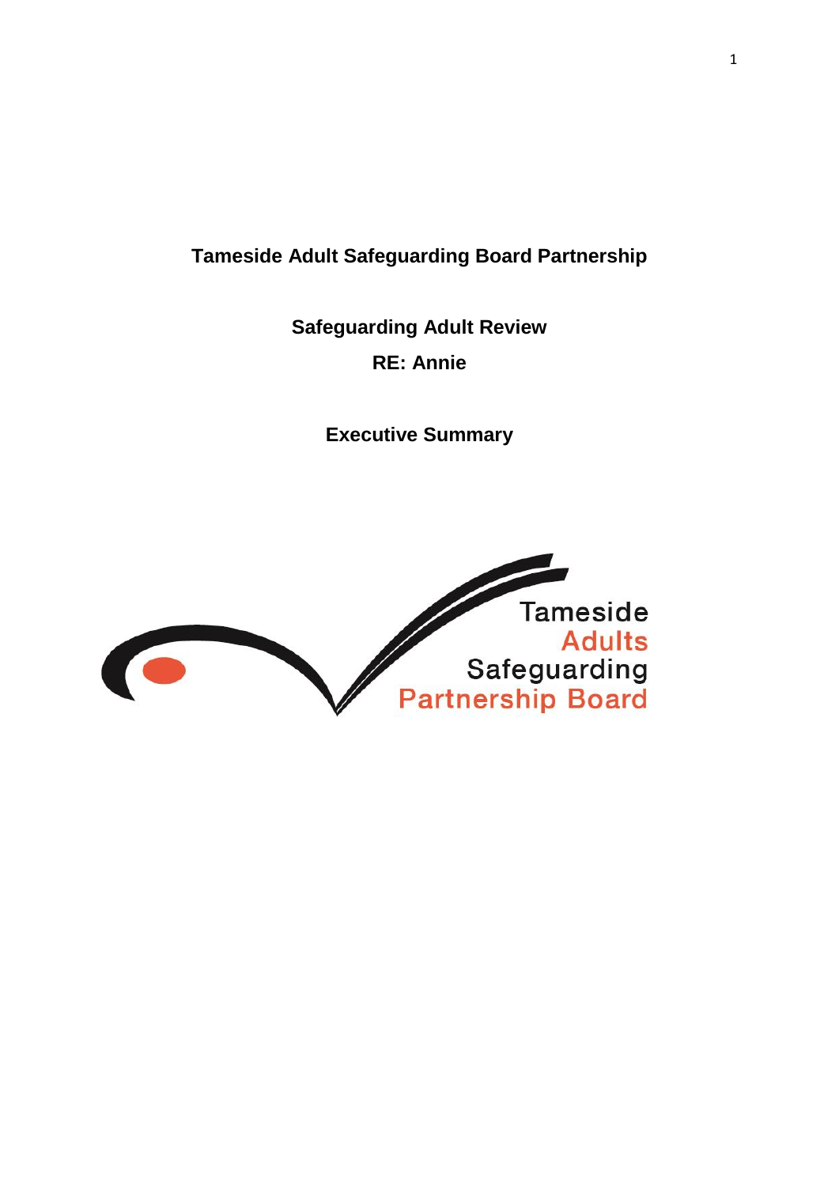**Tameside Adult Safeguarding Board Partnership**

**Safeguarding Adult Review**

**RE: Annie**

**Executive Summary**

Tameside
Adults
Safeguarding
Partnership Board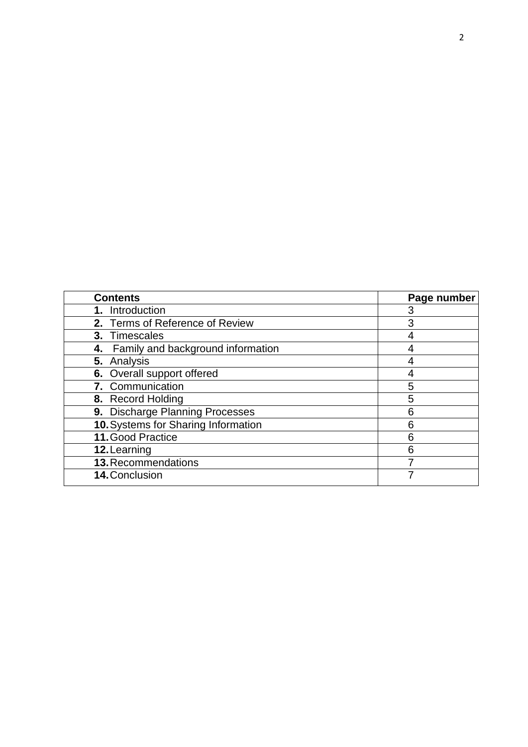| **Contents** | **Page number** |
| --- | --- |
| **1.** Introduction | 3 |
| **2.** Terms of Reference of Review | 3 |
| **3.** Timescales | 4 |
| **4.** Family and background information | 4 |
| **5.** Analysis | 4 |
| **6.** Overall support offered | 4 |
| **7.** Communication | 5 |
| **8.** Record Holding | 5 |
| **9.** Discharge Planning Processes | 6 |
| **10.** Systems for Sharing Information | 6 |
| **11.** Good Practice | 6 |
| **12.** Learning | 6 |
| **13.** Recommendations | 7 |
| **14.** Conclusion | 7 |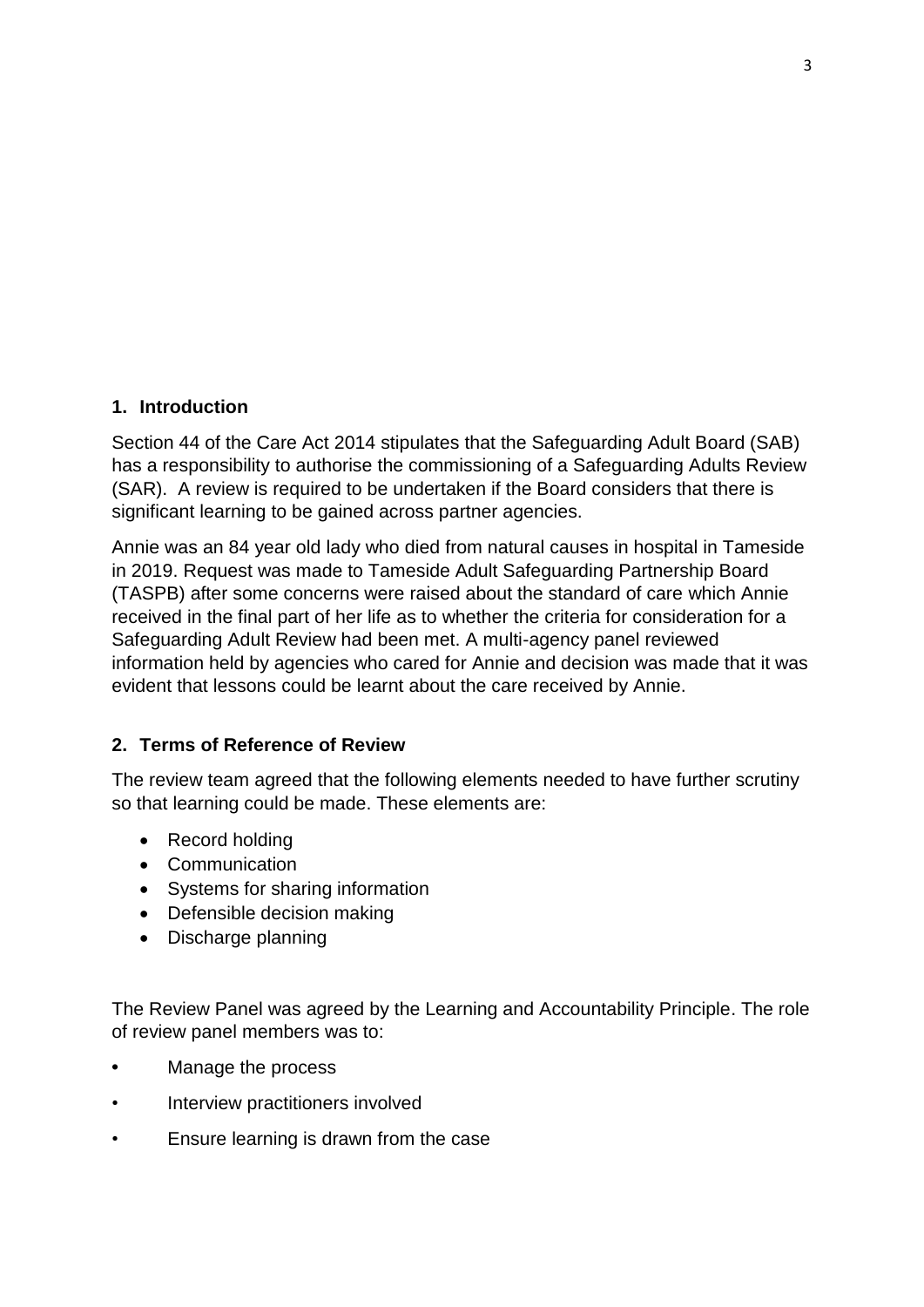## 1. Introduction

Section 44 of the Care Act 2014 stipulates that the Safeguarding Adult Board (SAB) has a responsibility to authorise the commissioning of a Safeguarding Adults Review (SAR). A review is required to be undertaken if the Board considers that there is significant learning to be gained across partner agencies.

Annie was an 84 year old lady who died from natural causes in hospital in Tameside in 2019. Request was made to Tameside Adult Safeguarding Partnership Board (TASPB) after some concerns were raised about the standard of care which Annie received in the final part of her life as to whether the criteria for consideration for a Safeguarding Adult Review had been met. A multi-agency panel reviewed information held by agencies who cared for Annie and decision was made that it was evident that lessons could be learnt about the care received by Annie.

## 2. Terms of Reference of Review

The review team agreed that the following elements needed to have further scrutiny so that learning could be made. These elements are:

- Record holding
- Communication
- Systems for sharing information
- Defensible decision making
- Discharge planning

The Review Panel was agreed by the Learning and Accountability Principle. The role of review panel members was to:

- Manage the process
- Interview practitioners involved
- Ensure learning is drawn from the case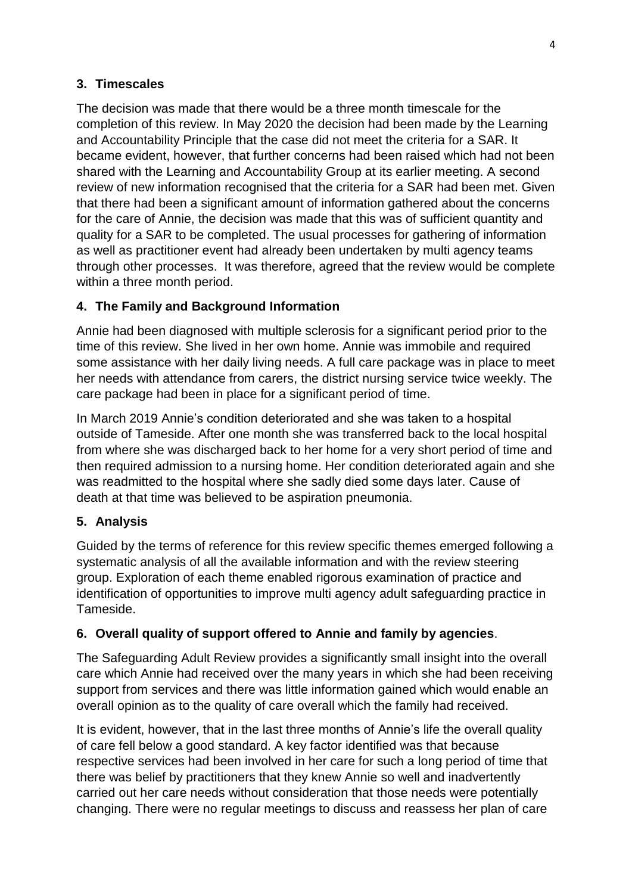## 3. Timescales

The decision was made that there would be a three month timescale for the completion of this review. In May 2020 the decision had been made by the Learning and Accountability Principle that the case did not meet the criteria for a SAR. It became evident, however, that further concerns had been raised which had not been shared with the Learning and Accountability Group at its earlier meeting. A second review of new information recognised that the criteria for a SAR had been met. Given that there had been a significant amount of information gathered about the concerns for the care of Annie, the decision was made that this was of sufficient quantity and quality for a SAR to be completed. The usual processes for gathering of information as well as practitioner event had already been undertaken by multi agency teams through other processes. It was therefore, agreed that the review would be complete within a three month period.

## 4. The Family and Background Information

Annie had been diagnosed with multiple sclerosis for a significant period prior to the time of this review. She lived in her own home. Annie was immobile and required some assistance with her daily living needs. A full care package was in place to meet her needs with attendance from carers, the district nursing service twice weekly. The care package had been in place for a significant period of time.

In March 2019 Annie's condition deteriorated and she was taken to a hospital outside of Tameside. After one month she was transferred back to the local hospital from where she was discharged back to her home for a very short period of time and then required admission to a nursing home. Her condition deteriorated again and she was readmitted to the hospital where she sadly died some days later. Cause of death at that time was believed to be aspiration pneumonia.

## 5. Analysis

Guided by the terms of reference for this review specific themes emerged following a systematic analysis of all the available information and with the review steering group. Exploration of each theme enabled rigorous examination of practice and identification of opportunities to improve multi agency adult safeguarding practice in Tameside.

## 6. Overall quality of support offered to Annie and family by agencies.

The Safeguarding Adult Review provides a significantly small insight into the overall care which Annie had received over the many years in which she had been receiving support from services and there was little information gained which would enable an overall opinion as to the quality of care overall which the family had received.

It is evident, however, that in the last three months of Annie's life the overall quality of care fell below a good standard. A key factor identified was that because respective services had been involved in her care for such a long period of time that there was belief by practitioners that they knew Annie so well and inadvertently carried out her care needs without consideration that those needs were potentially changing. There were no regular meetings to discuss and reassess her plan of care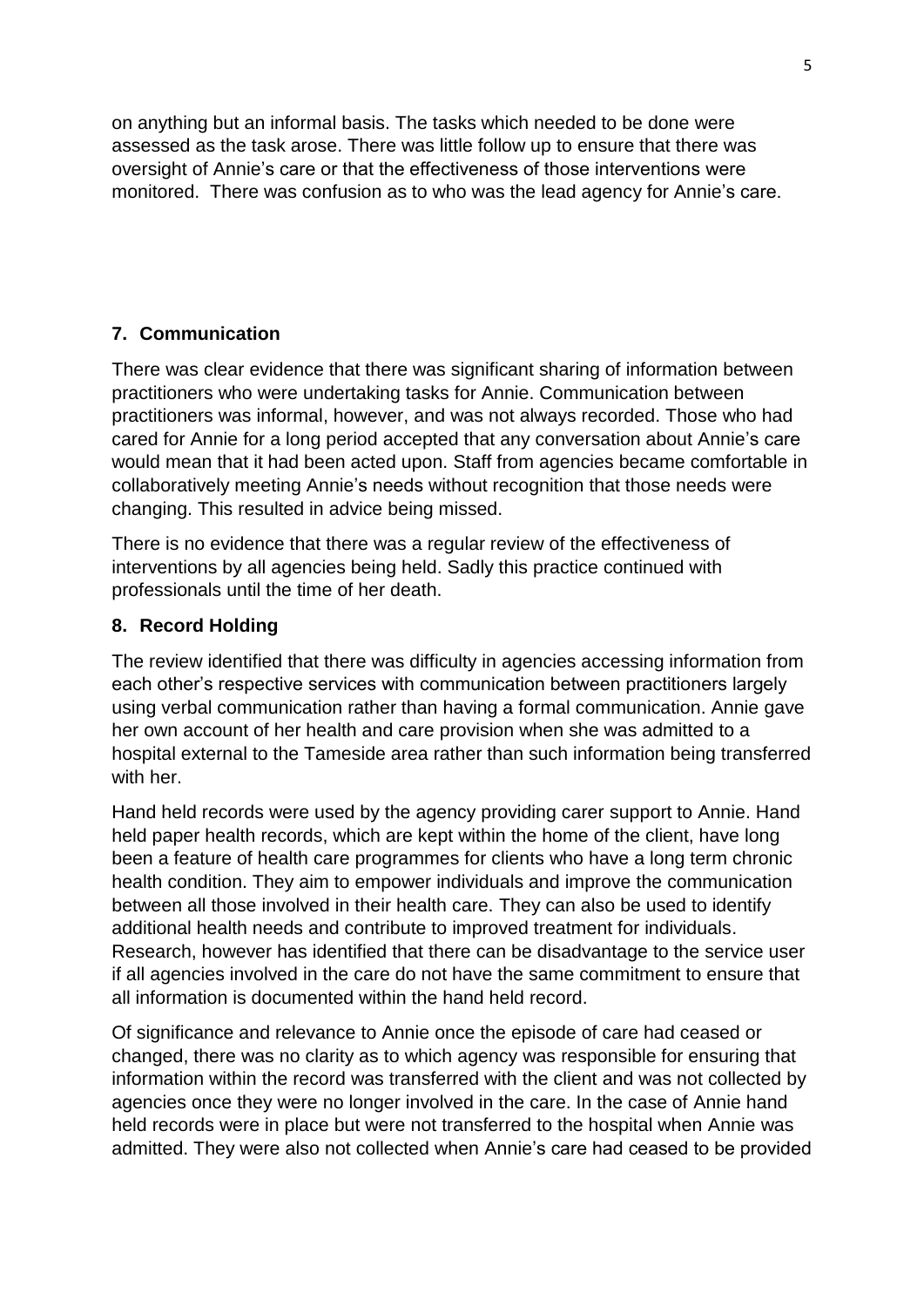on anything but an informal basis. The tasks which needed to be done were assessed as the task arose. There was little follow up to ensure that there was oversight of Annie's care or that the effectiveness of those interventions were monitored. There was confusion as to who was the lead agency for Annie's care.

## 7. Communication

There was clear evidence that there was significant sharing of information between practitioners who were undertaking tasks for Annie. Communication between practitioners was informal, however, and was not always recorded. Those who had cared for Annie for a long period accepted that any conversation about Annie's care would mean that it had been acted upon. Staff from agencies became comfortable in collaboratively meeting Annie's needs without recognition that those needs were changing. This resulted in advice being missed.

There is no evidence that there was a regular review of the effectiveness of interventions by all agencies being held. Sadly this practice continued with professionals until the time of her death.

## 8. Record Holding

The review identified that there was difficulty in agencies accessing information from each other's respective services with communication between practitioners largely using verbal communication rather than having a formal communication. Annie gave her own account of her health and care provision when she was admitted to a hospital external to the Tameside area rather than such information being transferred with her.

Hand held records were used by the agency providing carer support to Annie. Hand held paper health records, which are kept within the home of the client, have long been a feature of health care programmes for clients who have a long term chronic health condition. They aim to empower individuals and improve the communication between all those involved in their health care. They can also be used to identify additional health needs and contribute to improved treatment for individuals. Research, however has identified that there can be disadvantage to the service user if all agencies involved in the care do not have the same commitment to ensure that all information is documented within the hand held record.

Of significance and relevance to Annie once the episode of care had ceased or changed, there was no clarity as to which agency was responsible for ensuring that information within the record was transferred with the client and was not collected by agencies once they were no longer involved in the care. In the case of Annie hand held records were in place but were not transferred to the hospital when Annie was admitted. They were also not collected when Annie's care had ceased to be provided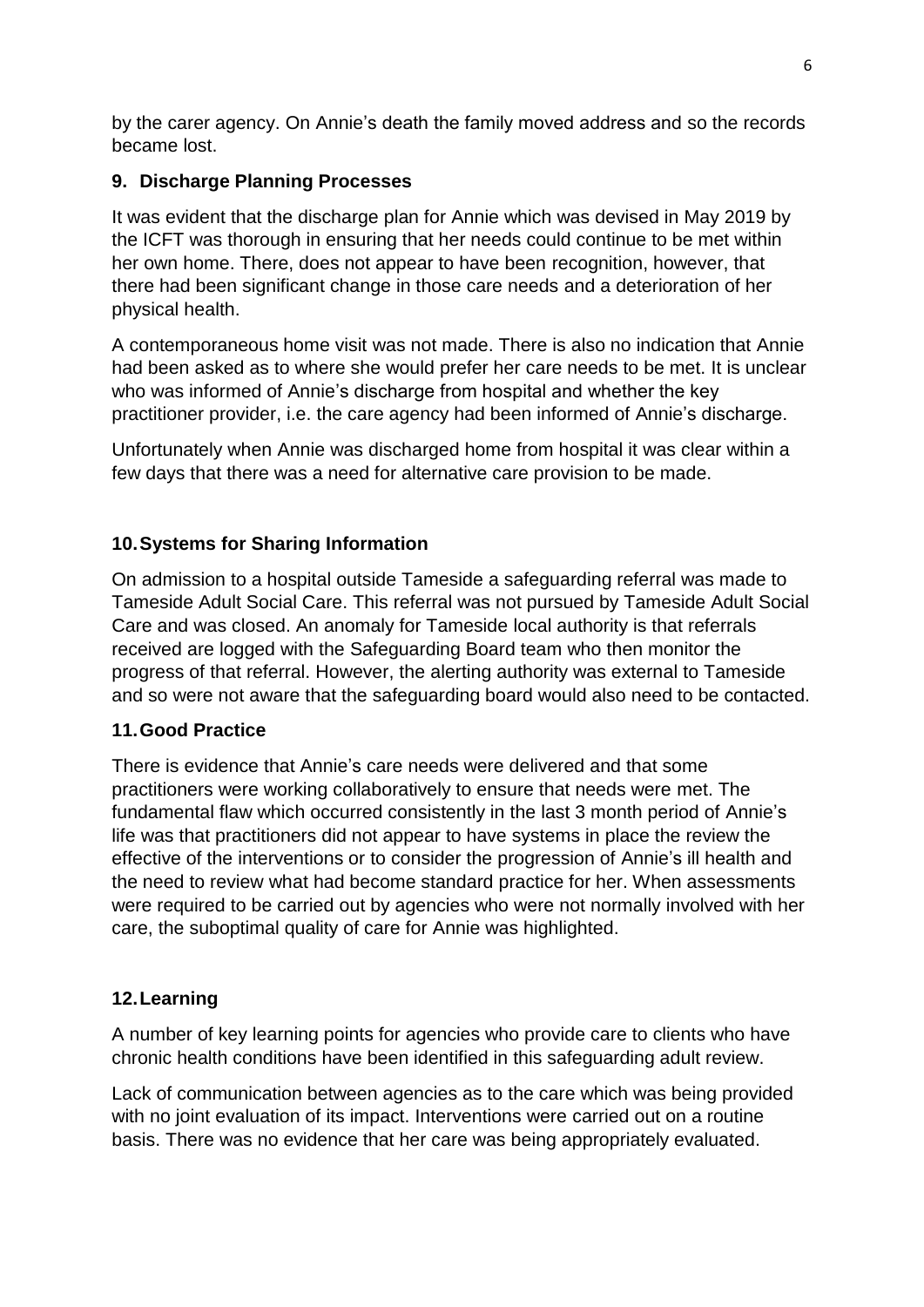by the carer agency. On Annie's death the family moved address and so the records became lost.

## 9. Discharge Planning Processes

It was evident that the discharge plan for Annie which was devised in May 2019 by the ICFT was thorough in ensuring that her needs could continue to be met within her own home. There, does not appear to have been recognition, however, that there had been significant change in those care needs and a deterioration of her physical health.

A contemporaneous home visit was not made. There is also no indication that Annie had been asked as to where she would prefer her care needs to be met. It is unclear who was informed of Annie's discharge from hospital and whether the key practitioner provider, i.e. the care agency had been informed of Annie's discharge.

Unfortunately when Annie was discharged home from hospital it was clear within a few days that there was a need for alternative care provision to be made.

## 10. Systems for Sharing Information

On admission to a hospital outside Tameside a safeguarding referral was made to Tameside Adult Social Care. This referral was not pursued by Tameside Adult Social Care and was closed. An anomaly for Tameside local authority is that referrals received are logged with the Safeguarding Board team who then monitor the progress of that referral. However, the alerting authority was external to Tameside and so were not aware that the safeguarding board would also need to be contacted.

## 11. Good Practice

There is evidence that Annie's care needs were delivered and that some practitioners were working collaboratively to ensure that needs were met. The fundamental flaw which occurred consistently in the last 3 month period of Annie's life was that practitioners did not appear to have systems in place the review the effective of the interventions or to consider the progression of Annie's ill health and the need to review what had become standard practice for her. When assessments were required to be carried out by agencies who were not normally involved with her care, the suboptimal quality of care for Annie was highlighted.

## 12. Learning

A number of key learning points for agencies who provide care to clients who have chronic health conditions have been identified in this safeguarding adult review.

Lack of communication between agencies as to the care which was being provided with no joint evaluation of its impact. Interventions were carried out on a routine basis. There was no evidence that her care was being appropriately evaluated.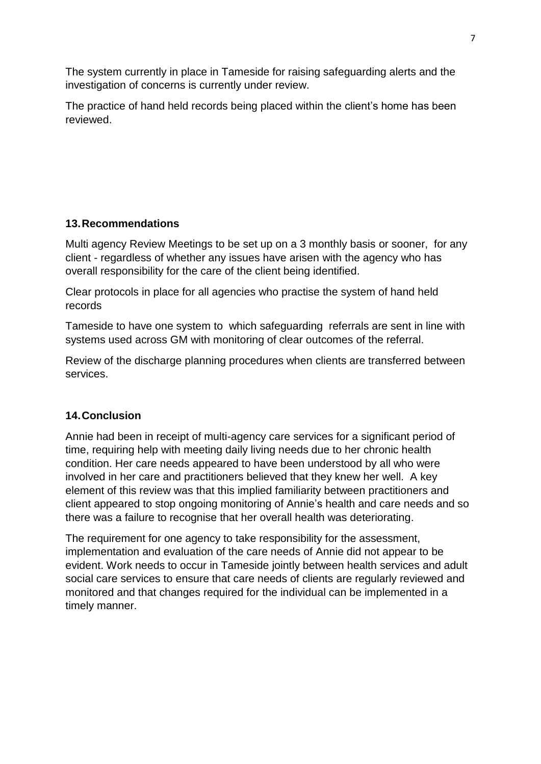The system currently in place in Tameside for raising safeguarding alerts and the investigation of concerns is currently under review.

The practice of hand held records being placed within the client's home has been reviewed.

## 13. Recommendations

Multi agency Review Meetings to be set up on a 3 monthly basis or sooner, for any client - regardless of whether any issues have arisen with the agency who has overall responsibility for the care of the client being identified.

Clear protocols in place for all agencies who practise the system of hand held records

Tameside to have one system to which safeguarding referrals are sent in line with systems used across GM with monitoring of clear outcomes of the referral.

Review of the discharge planning procedures when clients are transferred between services.

## 14. Conclusion

Annie had been in receipt of multi-agency care services for a significant period of time, requiring help with meeting daily living needs due to her chronic health condition. Her care needs appeared to have been understood by all who were involved in her care and practitioners believed that they knew her well. A key element of this review was that this implied familiarity between practitioners and client appeared to stop ongoing monitoring of Annie's health and care needs and so there was a failure to recognise that her overall health was deteriorating.

The requirement for one agency to take responsibility for the assessment, implementation and evaluation of the care needs of Annie did not appear to be evident. Work needs to occur in Tameside jointly between health services and adult social care services to ensure that care needs of clients are regularly reviewed and monitored and that changes required for the individual can be implemented in a timely manner.